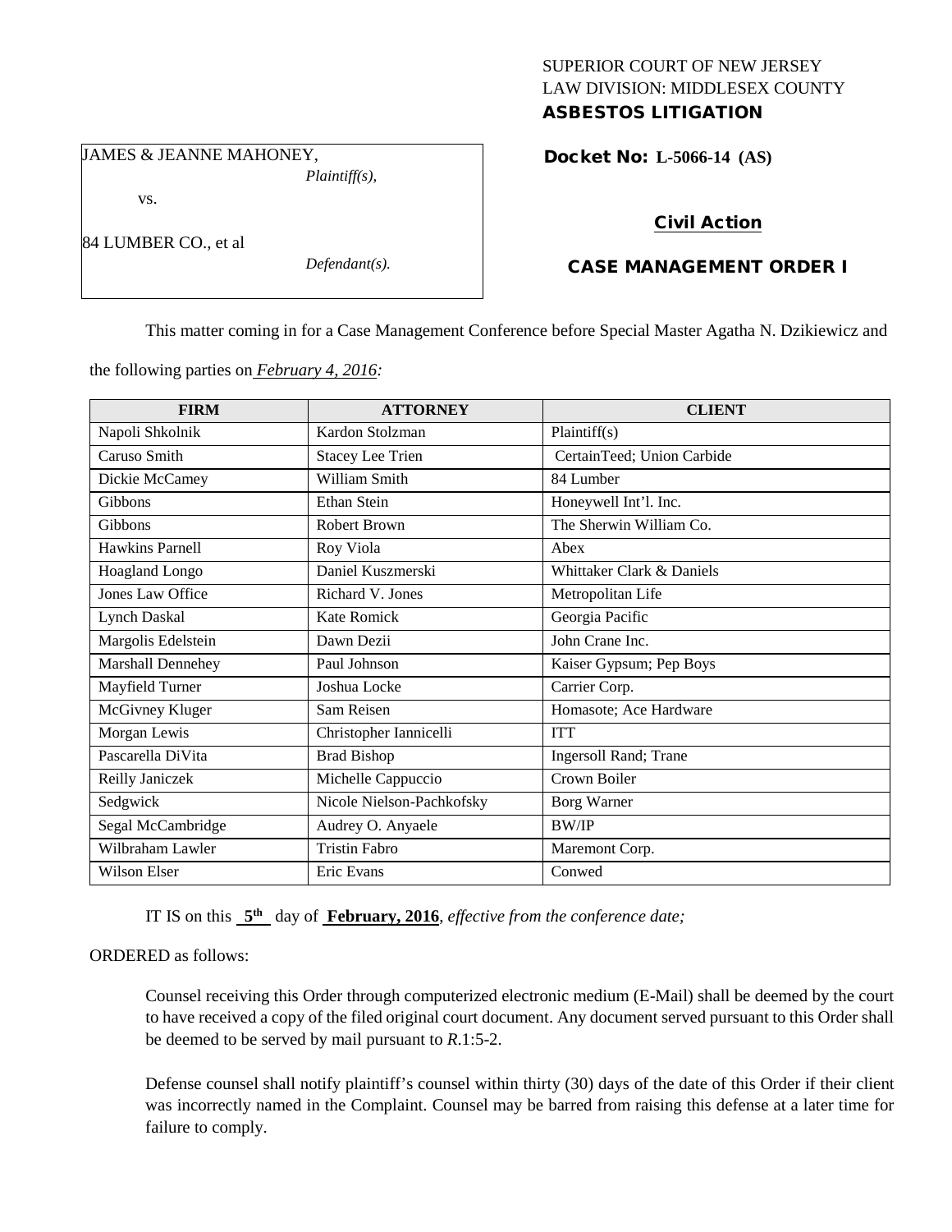SUPERIOR COURT OF NEW JERSEY
LAW DIVISION: MIDDLESEX COUNTY
**ASBESTOS LITIGATION**

JAMES & JEANNE MAHONEY,
*Plaintiff(s),*

vs.

84 LUMBER CO., et al
*Defendant(s).*

**Docket No: L-5066-14 (AS)**

**Civil Action**

**CASE MANAGEMENT ORDER I**

This matter coming in for a Case Management Conference before Special Master Agatha N. Dzikiewicz and the following parties on *February 4, 2016:*

| FIRM | ATTORNEY | CLIENT |
|---|---|---|
| Napoli Shkolnik | Kardon Stolzman | Plaintiff(s) |
| Caruso Smith | Stacey Lee Trien | CertainTeed; Union Carbide |
| Dickie McCamey | William Smith | 84 Lumber |
| Gibbons | Ethan Stein | Honeywell Int'l. Inc. |
| Gibbons | Robert Brown | The Sherwin William Co. |
| Hawkins Parnell | Roy Viola | Abex |
| Hoagland Longo | Daniel Kuszmerski | Whittaker Clark & Daniels |
| Jones Law Office | Richard V. Jones | Metropolitan Life |
| Lynch Daskal | Kate Romick | Georgia Pacific |
| Margolis Edelstein | Dawn Dezii | John Crane Inc. |
| Marshall Dennehey | Paul Johnson | Kaiser Gypsum; Pep Boys |
| Mayfield Turner | Joshua Locke | Carrier Corp. |
| McGivney Kluger | Sam Reisen | Homasote; Ace Hardware |
| Morgan Lewis | Christopher Iannicelli | ITT |
| Pascarella DiVita | Brad Bishop | Ingersoll Rand; Trane |
| Reilly Janiczek | Michelle Cappuccio | Crown Boiler |
| Sedgwick | Nicole Nielson-Pachkofsky | Borg Warner |
| Segal McCambridge | Audrey O. Anyaele | BW/IP |
| Wilbraham Lawler | Tristin Fabro | Maremont Corp. |
| Wilson Elser | Eric Evans | Conwed |

IT IS on this **5th** day of **February, 2016**, *effective from the conference date;*

ORDERED as follows:

Counsel receiving this Order through computerized electronic medium (E-Mail) shall be deemed by the court to have received a copy of the filed original court document. Any document served pursuant to this Order shall be deemed to be served by mail pursuant to *R*.1:5-2.

Defense counsel shall notify plaintiff's counsel within thirty (30) days of the date of this Order if their client was incorrectly named in the Complaint. Counsel may be barred from raising this defense at a later time for failure to comply.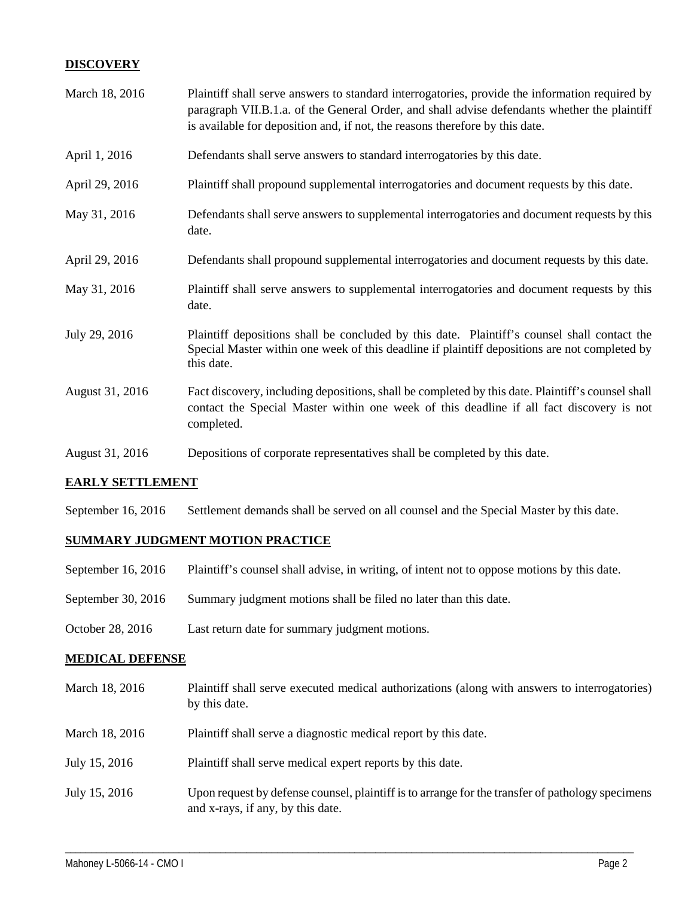## DISCOVERY

| | |
|---|---|
| March 18, 2016 | Plaintiff shall serve answers to standard interrogatories, provide the information required by paragraph VII.B.1.a. of the General Order, and shall advise defendants whether the plaintiff is available for deposition and, if not, the reasons therefore by this date. |
| April 1, 2016 | Defendants shall serve answers to standard interrogatories by this date. |
| April 29, 2016 | Plaintiff shall propound supplemental interrogatories and document requests by this date. |
| May 31, 2016 | Defendants shall serve answers to supplemental interrogatories and document requests by this date. |
| April 29, 2016 | Defendants shall propound supplemental interrogatories and document requests by this date. |
| May 31, 2016 | Plaintiff shall serve answers to supplemental interrogatories and document requests by this date. |
| July 29, 2016 | Plaintiff depositions shall be concluded by this date. Plaintiff's counsel shall contact the Special Master within one week of this deadline if plaintiff depositions are not completed by this date. |
| August 31, 2016 | Fact discovery, including depositions, shall be completed by this date. Plaintiff's counsel shall contact the Special Master within one week of this deadline if all fact discovery is not completed. |
| August 31, 2016 | Depositions of corporate representatives shall be completed by this date. |

## EARLY SETTLEMENT

| | |
|---|---|
| September 16, 2016 | Settlement demands shall be served on all counsel and the Special Master by this date. |

## SUMMARY JUDGMENT MOTION PRACTICE

| | |
|---|---|
| September 16, 2016 | Plaintiff's counsel shall advise, in writing, of intent not to oppose motions by this date. |
| September 30, 2016 | Summary judgment motions shall be filed no later than this date. |
| October 28, 2016 | Last return date for summary judgment motions. |

## MEDICAL DEFENSE

| | |
|---|---|
| March 18, 2016 | Plaintiff shall serve executed medical authorizations (along with answers to interrogatories) by this date. |
| March 18, 2016 | Plaintiff shall serve a diagnostic medical report by this date. |
| July 15, 2016 | Plaintiff shall serve medical expert reports by this date. |
| July 15, 2016 | Upon request by defense counsel, plaintiff is to arrange for the transfer of pathology specimens and x-rays, if any, by this date. |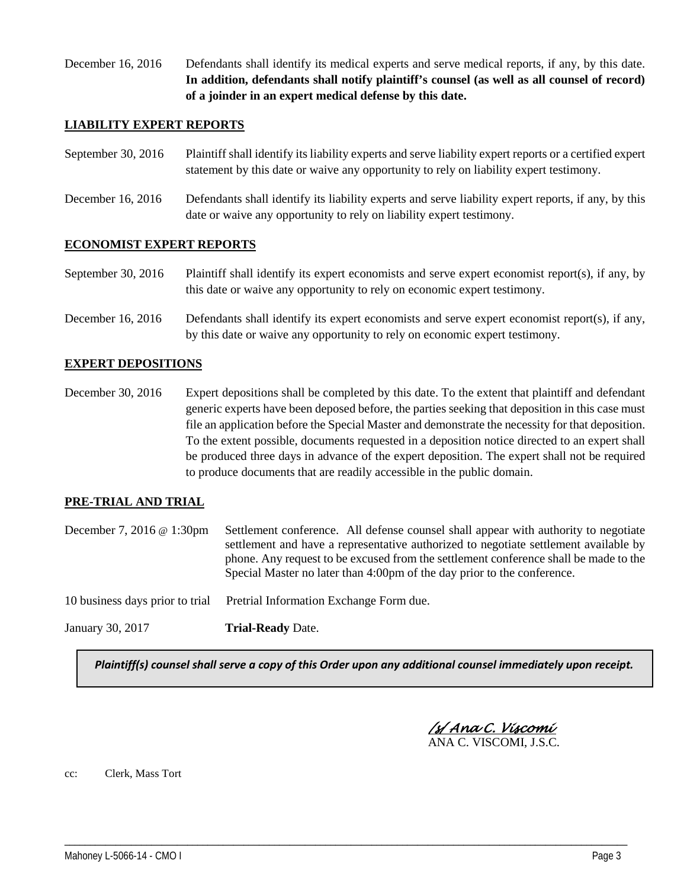| | |
|---|---|
| December 16, 2016 | Defendants shall identify its medical experts and serve medical reports, if any, by this date. **In addition, defendants shall notify plaintiff's counsel (as well as all counsel of record) of a joinder in an expert medical defense by this date.** |

## LIABILITY EXPERT REPORTS

| | |
|---|---|
| September 30, 2016 | Plaintiff shall identify its liability experts and serve liability expert reports or a certified expert statement by this date or waive any opportunity to rely on liability expert testimony. |
| December 16, 2016 | Defendants shall identify its liability experts and serve liability expert reports, if any, by this date or waive any opportunity to rely on liability expert testimony. |

## ECONOMIST EXPERT REPORTS

| | |
|---|---|
| September 30, 2016 | Plaintiff shall identify its expert economists and serve expert economist report(s), if any, by this date or waive any opportunity to rely on economic expert testimony. |
| December 16, 2016 | Defendants shall identify its expert economists and serve expert economist report(s), if any, by this date or waive any opportunity to rely on economic expert testimony. |

## EXPERT DEPOSITIONS

| | |
|---|---|
| December 30, 2016 | Expert depositions shall be completed by this date. To the extent that plaintiff and defendant generic experts have been deposed before, the parties seeking that deposition in this case must file an application before the Special Master and demonstrate the necessity for that deposition. To the extent possible, documents requested in a deposition notice directed to an expert shall be produced three days in advance of the expert deposition. The expert shall not be required to produce documents that are readily accessible in the public domain. |

## PRE-TRIAL AND TRIAL

| | |
|---|---|
| December 7, 2016 @ 1:30pm | Settlement conference. All defense counsel shall appear with authority to negotiate settlement and have a representative authorized to negotiate settlement available by phone. Any request to be excused from the settlement conference shall be made to the Special Master no later than 4:00pm of the day prior to the conference. |
| 10 business days prior to trial | Pretrial Information Exchange Form due. |
| January 30, 2017 | **Trial-Ready** Date. |

***Plaintiff(s) counsel shall serve a copy of this Order upon any additional counsel immediately upon receipt.***

/s/ Ana C. Viscomi
ANA C. VISCOMI, J.S.C.

cc: Clerk, Mass Tort